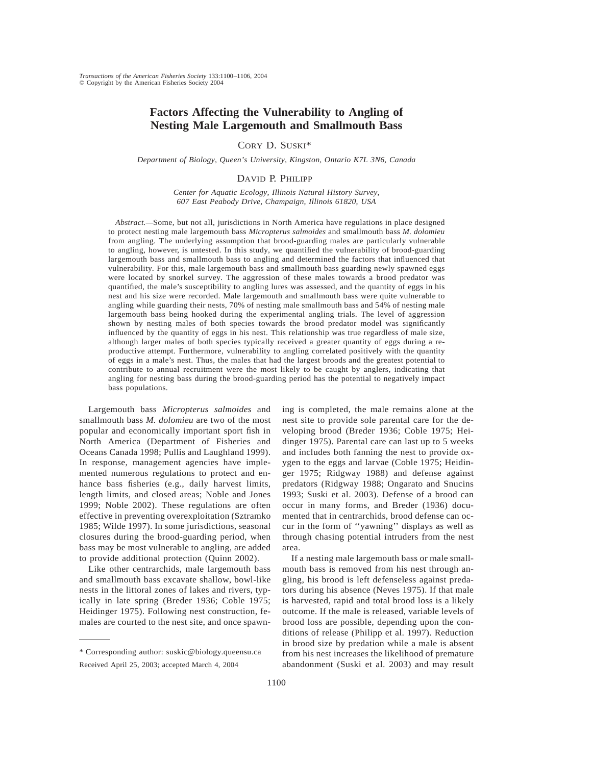# Factors Affecting the Vulnerability to Angling of Nesting Male Largemouth and Smallmouth Bass

CORY D. SUSKI*

*Department of Biology, Queen's University, Kingston, Ontario K7L 3N6, Canada*

DAVID P. PHILIPP

*Center for Aquatic Ecology, Illinois Natural History Survey, 607 East Peabody Drive, Champaign, Illinois 61820, USA*

*Abstract.*—Some, but not all, jurisdictions in North America have regulations in place designed to protect nesting male largemouth bass *Micropterus salmoides* and smallmouth bass *M. dolomieu* from angling. The underlying assumption that brood-guarding males are particularly vulnerable to angling, however, is untested. In this study, we quantified the vulnerability of brood-guarding largemouth bass and smallmouth bass to angling and determined the factors that influenced that vulnerability. For this, male largemouth bass and smallmouth bass guarding newly spawned eggs were located by snorkel survey. The aggression of these males towards a brood predator was quantified, the male's susceptibility to angling lures was assessed, and the quantity of eggs in his nest and his size were recorded. Male largemouth bass and smallmouth bass were quite vulnerable to angling while guarding their nests, 70% of nesting male smallmouth bass and 54% of nesting male largemouth bass being hooked during the experimental angling trials. The level of aggression shown by nesting males of both species towards the brood predator model was significantly influenced by the quantity of eggs in his nest. This relationship was true regardless of male size, although larger males of both species typically received a greater quantity of eggs during a reproductive attempt. Furthermore, vulnerability to angling correlated positively with the quantity of eggs in a male's nest. Thus, the males that had the largest broods and the greatest potential to contribute to annual recruitment were the most likely to be caught by anglers, indicating that angling for nesting bass during the brood-guarding period has the potential to negatively impact bass populations.

Largemouth bass *Micropterus salmoides* and smallmouth bass *M. dolomieu* are two of the most popular and economically important sport fish in North America (Department of Fisheries and Oceans Canada 1998; Pullis and Laughland 1999). In response, management agencies have implemented numerous regulations to protect and enhance bass fisheries (e.g., daily harvest limits, length limits, and closed areas; Noble and Jones 1999; Noble 2002). These regulations are often effective in preventing overexploitation (Sztramko 1985; Wilde 1997). In some jurisdictions, seasonal closures during the brood-guarding period, when bass may be most vulnerable to angling, are added to provide additional protection (Quinn 2002).

Like other centrarchids, male largemouth bass and smallmouth bass excavate shallow, bowl-like nests in the littoral zones of lakes and rivers, typically in late spring (Breder 1936; Coble 1975; Heidinger 1975). Following nest construction, females are courted to the nest site, and once spawning is completed, the male remains alone at the nest site to provide sole parental care for the developing brood (Breder 1936; Coble 1975; Heidinger 1975). Parental care can last up to 5 weeks and includes both fanning the nest to provide oxygen to the eggs and larvae (Coble 1975; Heidinger 1975; Ridgway 1988) and defense against predators (Ridgway 1988; Ongarato and Snucins 1993; Suski et al. 2003). Defense of a brood can occur in many forms, and Breder (1936) documented that in centrarchids, brood defense can occur in the form of ''yawning'' displays as well as through chasing potential intruders from the nest area.

If a nesting male largemouth bass or male smallmouth bass is removed from his nest through angling, his brood is left defenseless against predators during his absence (Neves 1975). If that male is harvested, rapid and total brood loss is a likely outcome. If the male is released, variable levels of brood loss are possible, depending upon the conditions of release (Philipp et al. 1997). Reduction in brood size by predation while a male is absent from his nest increases the likelihood of premature abandonment (Suski et al. 2003) and may result

\* Corresponding author: suskic@biology.queensu.ca

Received April 25, 2003; accepted March 4, 2004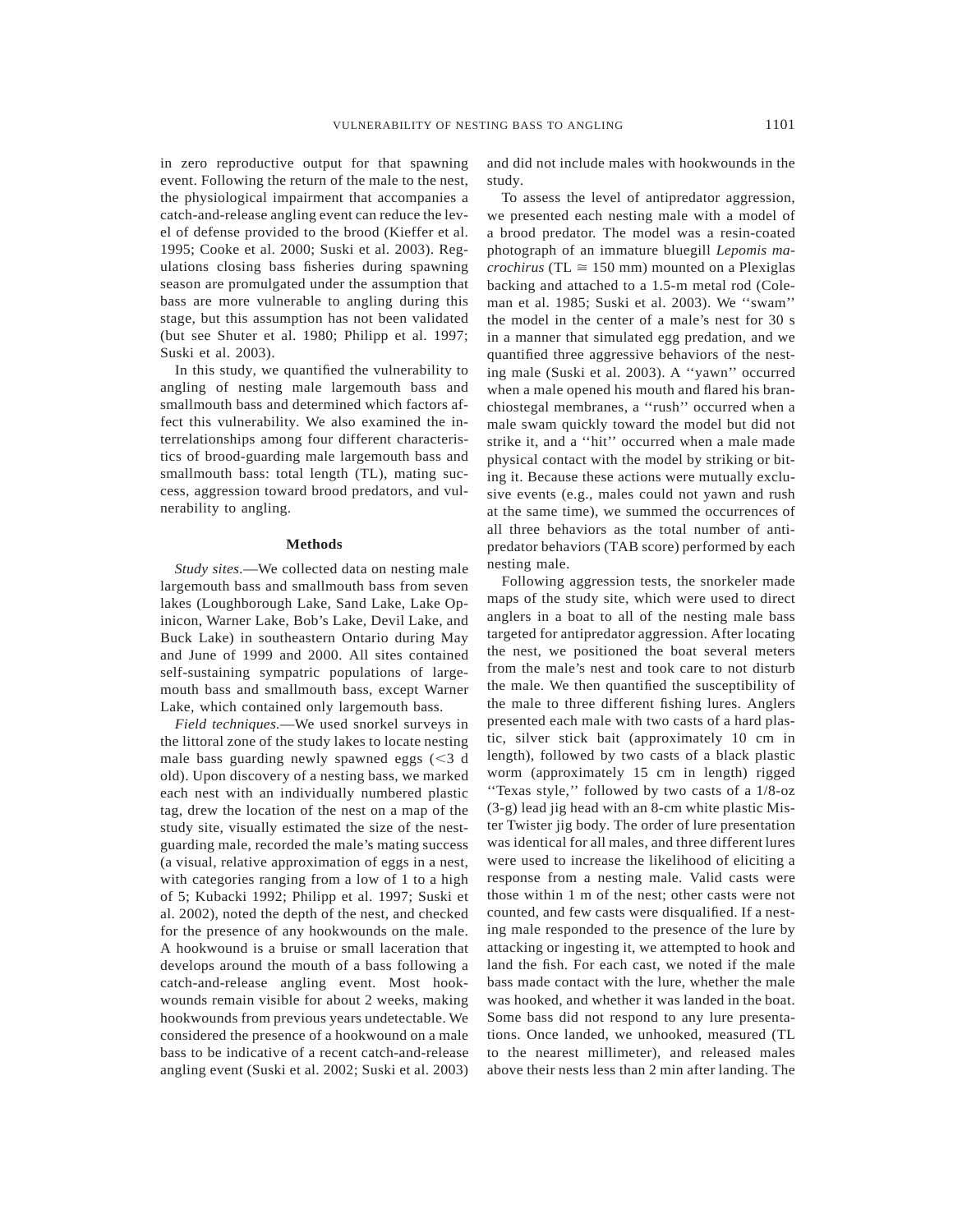in zero reproductive output for that spawning event. Following the return of the male to the nest, the physiological impairment that accompanies a catch-and-release angling event can reduce the level of defense provided to the brood (Kieffer et al. 1995; Cooke et al. 2000; Suski et al. 2003). Regulations closing bass fisheries during spawning season are promulgated under the assumption that bass are more vulnerable to angling during this stage, but this assumption has not been validated (but see Shuter et al. 1980; Philipp et al. 1997; Suski et al. 2003).

In this study, we quantified the vulnerability to angling of nesting male largemouth bass and smallmouth bass and determined which factors affect this vulnerability. We also examined the interrelationships among four different characteristics of brood-guarding male largemouth bass and smallmouth bass: total length (TL), mating success, aggression toward brood predators, and vulnerability to angling.

## Methods

*Study sites.*—We collected data on nesting male largemouth bass and smallmouth bass from seven lakes (Loughborough Lake, Sand Lake, Lake Opinicon, Warner Lake, Bob's Lake, Devil Lake, and Buck Lake) in southeastern Ontario during May and June of 1999 and 2000. All sites contained self-sustaining sympatric populations of largemouth bass and smallmouth bass, except Warner Lake, which contained only largemouth bass.

*Field techniques.*—We used snorkel surveys in the littoral zone of the study lakes to locate nesting male bass guarding newly spawned eggs (<3 d old). Upon discovery of a nesting bass, we marked each nest with an individually numbered plastic tag, drew the location of the nest on a map of the study site, visually estimated the size of the nest-guarding male, recorded the male's mating success (a visual, relative approximation of eggs in a nest, with categories ranging from a low of 1 to a high of 5; Kubacki 1992; Philipp et al. 1997; Suski et al. 2002), noted the depth of the nest, and checked for the presence of any hookwounds on the male. A hookwound is a bruise or small laceration that develops around the mouth of a bass following a catch-and-release angling event. Most hookwounds remain visible for about 2 weeks, making hookwounds from previous years undetectable. We considered the presence of a hookwound on a male bass to be indicative of a recent catch-and-release angling event (Suski et al. 2002; Suski et al. 2003) and did not include males with hookwounds in the study.

To assess the level of antipredator aggression, we presented each nesting male with a model of a brood predator. The model was a resin-coated photograph of an immature bluegill *Lepomis macrochirus* (TL ≅ 150 mm) mounted on a Plexiglas backing and attached to a 1.5-m metal rod (Coleman et al. 1985; Suski et al. 2003). We ''swam'' the model in the center of a male's nest for 30 s in a manner that simulated egg predation, and we quantified three aggressive behaviors of the nesting male (Suski et al. 2003). A ''yawn'' occurred when a male opened his mouth and flared his branchiostegal membranes, a ''rush'' occurred when a male swam quickly toward the model but did not strike it, and a ''hit'' occurred when a male made physical contact with the model by striking or biting it. Because these actions were mutually exclusive events (e.g., males could not yawn and rush at the same time), we summed the occurrences of all three behaviors as the total number of antipredator behaviors (TAB score) performed by each nesting male.

Following aggression tests, the snorkeler made maps of the study site, which were used to direct anglers in a boat to all of the nesting male bass targeted for antipredator aggression. After locating the nest, we positioned the boat several meters from the male's nest and took care to not disturb the male. We then quantified the susceptibility of the male to three different fishing lures. Anglers presented each male with two casts of a hard plastic, silver stick bait (approximately 10 cm in length), followed by two casts of a black plastic worm (approximately 15 cm in length) rigged ''Texas style,'' followed by two casts of a 1/8-oz (3-g) lead jig head with an 8-cm white plastic Mister Twister jig body. The order of lure presentation was identical for all males, and three different lures were used to increase the likelihood of eliciting a response from a nesting male. Valid casts were those within 1 m of the nest; other casts were not counted, and few casts were disqualified. If a nesting male responded to the presence of the lure by attacking or ingesting it, we attempted to hook and land the fish. For each cast, we noted if the male bass made contact with the lure, whether the male was hooked, and whether it was landed in the boat. Some bass did not respond to any lure presentations. Once landed, we unhooked, measured (TL to the nearest millimeter), and released males above their nests less than 2 min after landing. The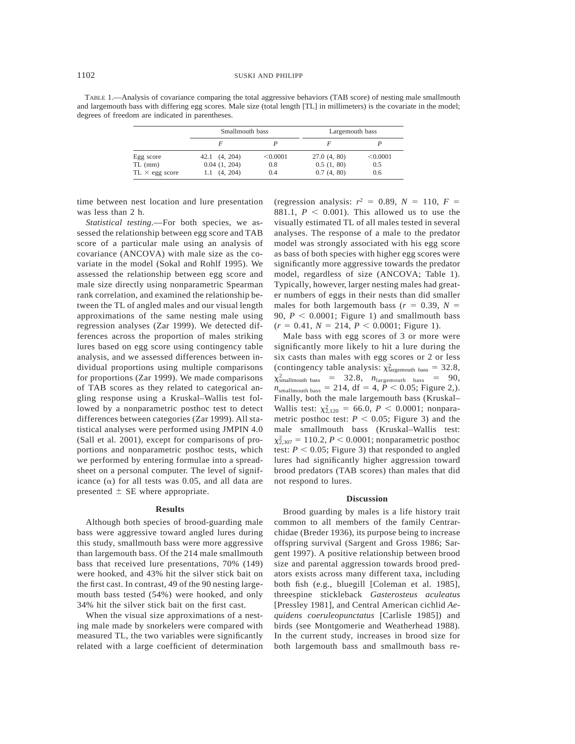TABLE 1.—Analysis of covariance comparing the total aggressive behaviors (TAB score) of nesting male smallmouth and largemouth bass with differing egg scores. Male size (total length [TL] in millimeters) is the covariate in the model; degrees of freedom are indicated in parentheses.

| | Smallmouth bass | | Largemouth bass | |
|---|---|---|---|---|
| | *F* | *P* | *F* | *P* |
| Egg score | 42.1 (4, 204) | <0.0001 | 27.0 (4, 80) | <0.0001 |
| TL (mm) | 0.04 (1, 204) | 0.8 | 0.5 (1, 80) | 0.5 |
| TL × egg score | 1.1 (4, 204) | 0.4 | 0.7 (4, 80) | 0.6 |

time between nest location and lure presentation was less than 2 h.

*Statistical testing*.—For both species, we assessed the relationship between egg score and TAB score of a particular male using an analysis of covariance (ANCOVA) with male size as the covariate in the model (Sokal and Rohlf 1995). We assessed the relationship between egg score and male size directly using nonparametric Spearman rank correlation, and examined the relationship between the TL of angled males and our visual length approximations of the same nesting male using regression analyses (Zar 1999). We detected differences across the proportion of males striking lures based on egg score using contingency table analysis, and we assessed differences between individual proportions using multiple comparisons for proportions (Zar 1999). We made comparisons of TAB scores as they related to categorical angling response using a Kruskal–Wallis test followed by a nonparametric posthoc test to detect differences between categories (Zar 1999). All statistical analyses were performed using JMPIN 4.0 (Sall et al. 2001), except for comparisons of proportions and nonparametric posthoc tests, which we performed by entering formulae into a spreadsheet on a personal computer. The level of significance ($\alpha$) for all tests was 0.05, and all data are presented $\pm$ SE where appropriate.

## Results

Although both species of brood-guarding male bass were aggressive toward angled lures during this study, smallmouth bass were more aggressive than largemouth bass. Of the 214 male smallmouth bass that received lure presentations, 70% (149) were hooked, and 43% hit the silver stick bait on the first cast. In contrast, 49 of the 90 nesting largemouth bass tested (54%) were hooked, and only 34% hit the silver stick bait on the first cast.

When the visual size approximations of a nesting male made by snorkelers were compared with measured TL, the two variables were significantly related with a large coefficient of determination (regression analysis: $r^2 = 0.89$, $N = 110$, $F = 881.1$, $P < 0.001$). This allowed us to use the visually estimated TL of all males tested in several analyses. The response of a male to the predator model was strongly associated with his egg score as bass of both species with higher egg scores were significantly more aggressive towards the predator model, regardless of size (ANCOVA; Table 1). Typically, however, larger nesting males had greater numbers of eggs in their nests than did smaller males for both largemouth bass ($r = 0.39$, $N = 90$, $P < 0.0001$; Figure 1) and smallmouth bass ($r = 0.41$, $N = 214$, $P < 0.0001$; Figure 1).

Male bass with egg scores of 3 or more were significantly more likely to hit a lure during the six casts than males with egg scores or 2 or less (contingency table analysis: $\chi^2_{\text{largemouth bass}} = 32.8$, $\chi^2_{\text{smallmouth bass}} = 32.8$, $n_{\text{largemouth bass}} = 90$, $n_{\text{smallmouth bass}} = 214$, df = 4, $P < 0.05$; Figure 2,). Finally, both the male largemouth bass (Kruskal–Wallis test: $\chi^2_{2,120} = 66.0$, $P < 0.0001$; nonparametric posthoc test: $P < 0.05$; Figure 3) and the male smallmouth bass (Kruskal–Wallis test: $\chi^2_{2,307} = 110.2$, $P < 0.0001$; nonparametric posthoc test: $P < 0.05$; Figure 3) that responded to angled lures had significantly higher aggression toward brood predators (TAB scores) than males that did not respond to lures.

## Discussion

Brood guarding by males is a life history trait common to all members of the family Centrarchidae (Breder 1936), its purpose being to increase offspring survival (Sargent and Gross 1986; Sargent 1997). A positive relationship between brood size and parental aggression towards brood predators exists across many different taxa, including both fish (e.g., bluegill [Coleman et al. 1985], threespine stickleback *Gasterosteus aculeatus* [Pressley 1981], and Central American cichlid *Aequidens coeruleopunctatus* [Carlisle 1985]) and birds (see Montgomerie and Weatherhead 1988). In the current study, increases in brood size for both largemouth bass and smallmouth bass re-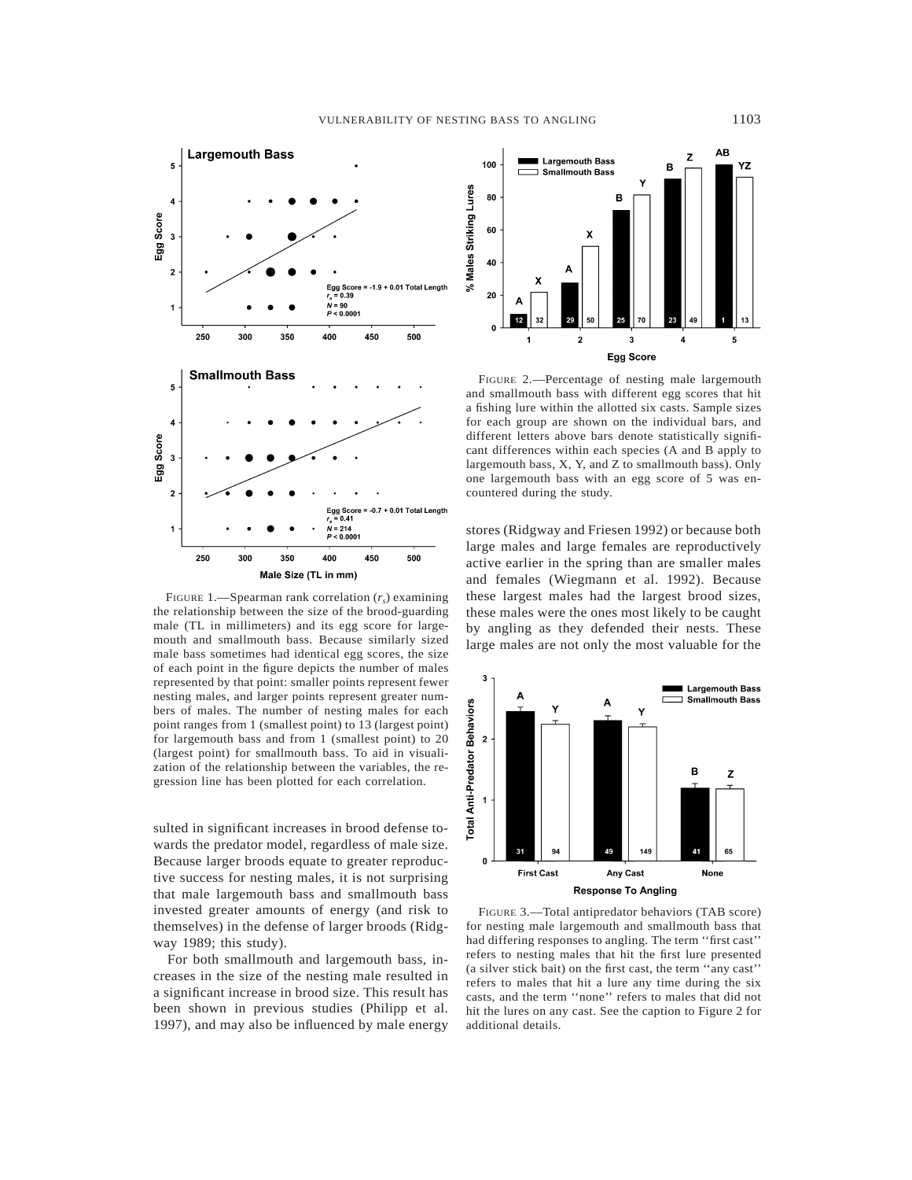FIGURE 1.—Spearman rank correlation ($r_s$) examining the relationship between the size of the brood-guarding male (TL in millimeters) and its egg score for largemouth and smallmouth bass. Because similarly sized male bass sometimes had identical egg scores, the size of each point in the figure depicts the number of males represented by that point: smaller points represent fewer nesting males, and larger points represent greater numbers of males. The number of nesting males for each point ranges from 1 (smallest point) to 13 (largest point) for largemouth bass and from 1 (smallest point) to 20 (largest point) for smallmouth bass. To aid in visualization of the relationship between the variables, the regression line has been plotted for each correlation.

sulted in significant increases in brood defense towards the predator model, regardless of male size. Because larger broods equate to greater reproductive success for nesting males, it is not surprising that male largemouth bass and smallmouth bass invested greater amounts of energy (and risk to themselves) in the defense of larger broods (Ridgway 1989; this study).

For both smallmouth and largemouth bass, increases in the size of the nesting male resulted in a significant increase in brood size. This result has been shown in previous studies (Philipp et al. 1997), and may also be influenced by male energy stores (Ridgway and Friesen 1992) or because both large males and large females are reproductively active earlier in the spring than are smaller males and females (Wiegmann et al. 1992). Because these largest males had the largest brood sizes, these males were the ones most likely to be caught by angling as they defended their nests. These large males are not only the most valuable for the

FIGURE 2.—Percentage of nesting male largemouth and smallmouth bass with different egg scores that hit a fishing lure within the allotted six casts. Sample sizes for each group are shown on the individual bars, and different letters above bars denote statistically significant differences within each species (A and B apply to largemouth bass, X, Y, and Z to smallmouth bass). Only one largemouth bass with an egg score of 5 was encountered during the study.

FIGURE 3.—Total antipredator behaviors (TAB score) for nesting male largemouth and smallmouth bass that had differing responses to angling. The term ''first cast'' refers to nesting males that hit the first lure presented (a silver stick bait) on the first cast, the term ''any cast'' refers to males that hit a lure any time during the six casts, and the term ''none'' refers to males that did not hit the lures on any cast. See the caption to Figure 2 for additional details.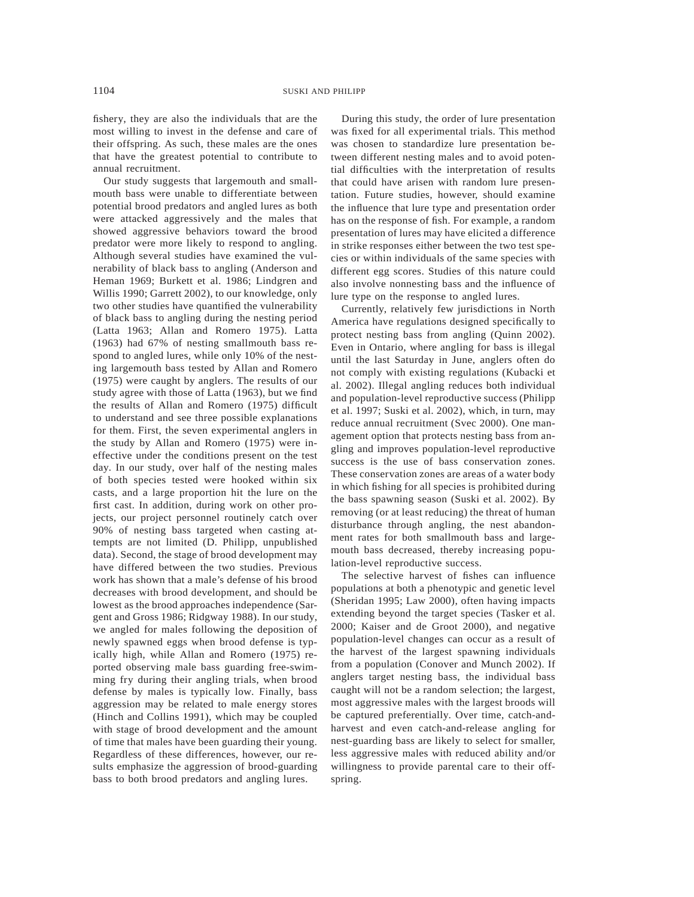fishery, they are also the individuals that are the most willing to invest in the defense and care of their offspring. As such, these males are the ones that have the greatest potential to contribute to annual recruitment.

Our study suggests that largemouth and smallmouth bass were unable to differentiate between potential brood predators and angled lures as both were attacked aggressively and the males that showed aggressive behaviors toward the brood predator were more likely to respond to angling. Although several studies have examined the vulnerability of black bass to angling (Anderson and Heman 1969; Burkett et al. 1986; Lindgren and Willis 1990; Garrett 2002), to our knowledge, only two other studies have quantified the vulnerability of black bass to angling during the nesting period (Latta 1963; Allan and Romero 1975). Latta (1963) had 67% of nesting smallmouth bass respond to angled lures, while only 10% of the nesting largemouth bass tested by Allan and Romero (1975) were caught by anglers. The results of our study agree with those of Latta (1963), but we find the results of Allan and Romero (1975) difficult to understand and see three possible explanations for them. First, the seven experimental anglers in the study by Allan and Romero (1975) were ineffective under the conditions present on the test day. In our study, over half of the nesting males of both species tested were hooked within six casts, and a large proportion hit the lure on the first cast. In addition, during work on other projects, our project personnel routinely catch over 90% of nesting bass targeted when casting attempts are not limited (D. Philipp, unpublished data). Second, the stage of brood development may have differed between the two studies. Previous work has shown that a male's defense of his brood decreases with brood development, and should be lowest as the brood approaches independence (Sargent and Gross 1986; Ridgway 1988). In our study, we angled for males following the deposition of newly spawned eggs when brood defense is typically high, while Allan and Romero (1975) reported observing male bass guarding free-swimming fry during their angling trials, when brood defense by males is typically low. Finally, bass aggression may be related to male energy stores (Hinch and Collins 1991), which may be coupled with stage of brood development and the amount of time that males have been guarding their young. Regardless of these differences, however, our results emphasize the aggression of brood-guarding bass to both brood predators and angling lures.

During this study, the order of lure presentation was fixed for all experimental trials. This method was chosen to standardize lure presentation between different nesting males and to avoid potential difficulties with the interpretation of results that could have arisen with random lure presentation. Future studies, however, should examine the influence that lure type and presentation order has on the response of fish. For example, a random presentation of lures may have elicited a difference in strike responses either between the two test species or within individuals of the same species with different egg scores. Studies of this nature could also involve nonnesting bass and the influence of lure type on the response to angled lures.

Currently, relatively few jurisdictions in North America have regulations designed specifically to protect nesting bass from angling (Quinn 2002). Even in Ontario, where angling for bass is illegal until the last Saturday in June, anglers often do not comply with existing regulations (Kubacki et al. 2002). Illegal angling reduces both individual and population-level reproductive success (Philipp et al. 1997; Suski et al. 2002), which, in turn, may reduce annual recruitment (Svec 2000). One management option that protects nesting bass from angling and improves population-level reproductive success is the use of bass conservation zones. These conservation zones are areas of a water body in which fishing for all species is prohibited during the bass spawning season (Suski et al. 2002). By removing (or at least reducing) the threat of human disturbance through angling, the nest abandonment rates for both smallmouth bass and largemouth bass decreased, thereby increasing population-level reproductive success.

The selective harvest of fishes can influence populations at both a phenotypic and genetic level (Sheridan 1995; Law 2000), often having impacts extending beyond the target species (Tasker et al. 2000; Kaiser and de Groot 2000), and negative population-level changes can occur as a result of the harvest of the largest spawning individuals from a population (Conover and Munch 2002). If anglers target nesting bass, the individual bass caught will not be a random selection; the largest, most aggressive males with the largest broods will be captured preferentially. Over time, catch-and-harvest and even catch-and-release angling for nest-guarding bass are likely to select for smaller, less aggressive males with reduced ability and/or willingness to provide parental care to their offspring.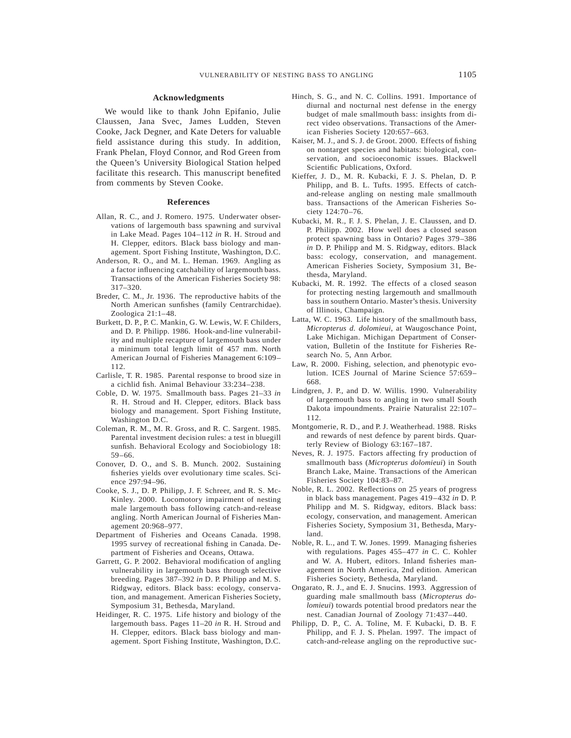## Acknowledgments

We would like to thank John Epifanio, Julie Claussen, Jana Svec, James Ludden, Steven Cooke, Jack Degner, and Kate Deters for valuable field assistance during this study. In addition, Frank Phelan, Floyd Connor, and Rod Green from the Queen's University Biological Station helped facilitate this research. This manuscript benefited from comments by Steven Cooke.

## References

Allan, R. C., and J. Romero. 1975. Underwater observations of largemouth bass spawning and survival in Lake Mead. Pages 104–112 *in* R. H. Stroud and H. Clepper, editors. Black bass biology and management. Sport Fishing Institute, Washington, D.C.

Anderson, R. O., and M. L. Heman. 1969. Angling as a factor influencing catchability of largemouth bass. Transactions of the American Fisheries Society 98: 317–320.

Breder, C. M., Jr. 1936. The reproductive habits of the North American sunfishes (family Centrarchidae). Zoologica 21:1–48.

Burkett, D. P., P. C. Mankin, G. W. Lewis, W. F. Childers, and D. P. Philipp. 1986. Hook-and-line vulnerability and multiple recapture of largemouth bass under a minimum total length limit of 457 mm. North American Journal of Fisheries Management 6:109–112.

Carlisle, T. R. 1985. Parental response to brood size in a cichlid fish. Animal Behaviour 33:234–238.

Coble, D. W. 1975. Smallmouth bass. Pages 21–33 *in* R. H. Stroud and H. Clepper, editors. Black bass biology and management. Sport Fishing Institute, Washington D.C.

Coleman, R. M., M. R. Gross, and R. C. Sargent. 1985. Parental investment decision rules: a test in bluegill sunfish. Behavioral Ecology and Sociobiology 18: 59–66.

Conover, D. O., and S. B. Munch. 2002. Sustaining fisheries yields over evolutionary time scales. Science 297:94–96.

Cooke, S. J., D. P. Philipp, J. F. Schreer, and R. S. McKinley. 2000. Locomotory impairment of nesting male largemouth bass following catch-and-release angling. North American Journal of Fisheries Management 20:968–977.

Department of Fisheries and Oceans Canada. 1998. 1995 survey of recreational fishing in Canada. Department of Fisheries and Oceans, Ottawa.

Garrett, G. P. 2002. Behavioral modification of angling vulnerability in largemouth bass through selective breeding. Pages 387–392 *in* D. P. Philipp and M. S. Ridgway, editors. Black bass: ecology, conservation, and management. American Fisheries Society, Symposium 31, Bethesda, Maryland.

Heidinger, R. C. 1975. Life history and biology of the largemouth bass. Pages 11–20 *in* R. H. Stroud and H. Clepper, editors. Black bass biology and management. Sport Fishing Institute, Washington, D.C.

Hinch, S. G., and N. C. Collins. 1991. Importance of diurnal and nocturnal nest defense in the energy budget of male smallmouth bass: insights from direct video observations. Transactions of the American Fisheries Society 120:657–663.

Kaiser, M. J., and S. J. de Groot. 2000. Effects of fishing on nontarget species and habitats: biological, conservation, and socioeconomic issues. Blackwell Scientific Publications, Oxford.

Kieffer, J. D., M. R. Kubacki, F. J. S. Phelan, D. P. Philipp, and B. L. Tufts. 1995. Effects of catch-and-release angling on nesting male smallmouth bass. Transactions of the American Fisheries Society 124:70–76.

Kubacki, M. R., F. J. S. Phelan, J. E. Claussen, and D. P. Philipp. 2002. How well does a closed season protect spawning bass in Ontario? Pages 379–386 *in* D. P. Philipp and M. S. Ridgway, editors. Black bass: ecology, conservation, and management. American Fisheries Society, Symposium 31, Bethesda, Maryland.

Kubacki, M. R. 1992. The effects of a closed season for protecting nesting largemouth and smallmouth bass in southern Ontario. Master's thesis. University of Illinois, Champaign.

Latta, W. C. 1963. Life history of the smallmouth bass, *Micropterus d. dolomieui*, at Waugoschance Point, Lake Michigan. Michigan Department of Conservation, Bulletin of the Institute for Fisheries Research No. 5, Ann Arbor.

Law, R. 2000. Fishing, selection, and phenotypic evolution. ICES Journal of Marine Science 57:659–668.

Lindgren, J. P., and D. W. Willis. 1990. Vulnerability of largemouth bass to angling in two small South Dakota impoundments. Prairie Naturalist 22:107–112.

Montgomerie, R. D., and P. J. Weatherhead. 1988. Risks and rewards of nest defence by parent birds. Quarterly Review of Biology 63:167–187.

Neves, R. J. 1975. Factors affecting fry production of smallmouth bass (*Micropterus dolomieui*) in South Branch Lake, Maine. Transactions of the American Fisheries Society 104:83–87.

Noble, R. L. 2002. Reflections on 25 years of progress in black bass management. Pages 419–432 *in* D. P. Philipp and M. S. Ridgway, editors. Black bass: ecology, conservation, and management. American Fisheries Society, Symposium 31, Bethesda, Maryland.

Noble, R. L., and T. W. Jones. 1999. Managing fisheries with regulations. Pages 455–477 *in* C. C. Kohler and W. A. Hubert, editors. Inland fisheries management in North America, 2nd edition. American Fisheries Society, Bethesda, Maryland.

Ongarato, R. J., and E. J. Snucins. 1993. Aggression of guarding male smallmouth bass (*Micropterus dolomieui*) towards potential brood predators near the nest. Canadian Journal of Zoology 71:437–440.

Philipp, D. P., C. A. Toline, M. F. Kubacki, D. B. F. Philipp, and F. J. S. Phelan. 1997. The impact of catch-and-release angling on the reproductive suc-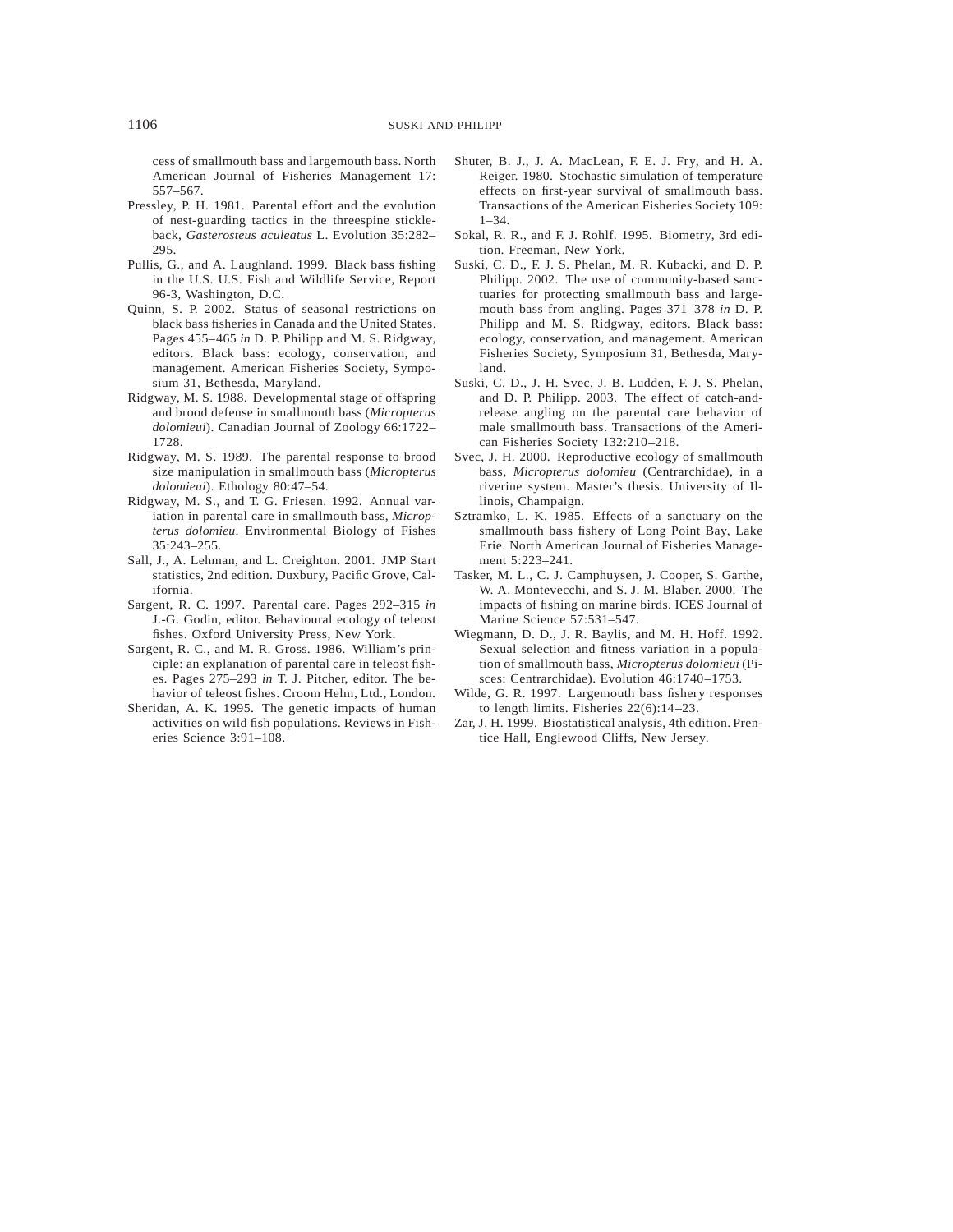cess of smallmouth bass and largemouth bass. North American Journal of Fisheries Management 17: 557–567.

Pressley, P. H. 1981. Parental effort and the evolution of nest-guarding tactics in the threespine stickleback, *Gasterosteus aculeatus* L. Evolution 35:282–295.

Pullis, G., and A. Laughland. 1999. Black bass fishing in the U.S. U.S. Fish and Wildlife Service, Report 96-3, Washington, D.C.

Quinn, S. P. 2002. Status of seasonal restrictions on black bass fisheries in Canada and the United States. Pages 455–465 *in* D. P. Philipp and M. S. Ridgway, editors. Black bass: ecology, conservation, and management. American Fisheries Society, Symposium 31, Bethesda, Maryland.

Ridgway, M. S. 1988. Developmental stage of offspring and brood defense in smallmouth bass (*Micropterus dolomieui*). Canadian Journal of Zoology 66:1722–1728.

Ridgway, M. S. 1989. The parental response to brood size manipulation in smallmouth bass (*Micropterus dolomieui*). Ethology 80:47–54.

Ridgway, M. S., and T. G. Friesen. 1992. Annual variation in parental care in smallmouth bass, *Micropterus dolomieu*. Environmental Biology of Fishes 35:243–255.

Sall, J., A. Lehman, and L. Creighton. 2001. JMP Start statistics, 2nd edition. Duxbury, Pacific Grove, California.

Sargent, R. C. 1997. Parental care. Pages 292–315 *in* J.-G. Godin, editor. Behavioural ecology of teleost fishes. Oxford University Press, New York.

Sargent, R. C., and M. R. Gross. 1986. William's principle: an explanation of parental care in teleost fishes. Pages 275–293 *in* T. J. Pitcher, editor. The behavior of teleost fishes. Croom Helm, Ltd., London.

Sheridan, A. K. 1995. The genetic impacts of human activities on wild fish populations. Reviews in Fisheries Science 3:91–108.

Shuter, B. J., J. A. MacLean, F. E. J. Fry, and H. A. Reiger. 1980. Stochastic simulation of temperature effects on first-year survival of smallmouth bass. Transactions of the American Fisheries Society 109: 1–34.

Sokal, R. R., and F. J. Rohlf. 1995. Biometry, 3rd edition. Freeman, New York.

Suski, C. D., F. J. S. Phelan, M. R. Kubacki, and D. P. Philipp. 2002. The use of community-based sanctuaries for protecting smallmouth bass and largemouth bass from angling. Pages 371–378 *in* D. P. Philipp and M. S. Ridgway, editors. Black bass: ecology, conservation, and management. American Fisheries Society, Symposium 31, Bethesda, Maryland.

Suski, C. D., J. H. Svec, J. B. Ludden, F. J. S. Phelan, and D. P. Philipp. 2003. The effect of catch-and-release angling on the parental care behavior of male smallmouth bass. Transactions of the American Fisheries Society 132:210–218.

Svec, J. H. 2000. Reproductive ecology of smallmouth bass, *Micropterus dolomieu* (Centrarchidae), in a riverine system. Master's thesis. University of Illinois, Champaign.

Sztramko, L. K. 1985. Effects of a sanctuary on the smallmouth bass fishery of Long Point Bay, Lake Erie. North American Journal of Fisheries Management 5:223–241.

Tasker, M. L., C. J. Camphuysen, J. Cooper, S. Garthe, W. A. Montevecchi, and S. J. M. Blaber. 2000. The impacts of fishing on marine birds. ICES Journal of Marine Science 57:531–547.

Wiegmann, D. D., J. R. Baylis, and M. H. Hoff. 1992. Sexual selection and fitness variation in a population of smallmouth bass, *Micropterus dolomieui* (Pisces: Centrarchidae). Evolution 46:1740–1753.

Wilde, G. R. 1997. Largemouth bass fishery responses to length limits. Fisheries 22(6):14–23.

Zar, J. H. 1999. Biostatistical analysis, 4th edition. Prentice Hall, Englewood Cliffs, New Jersey.